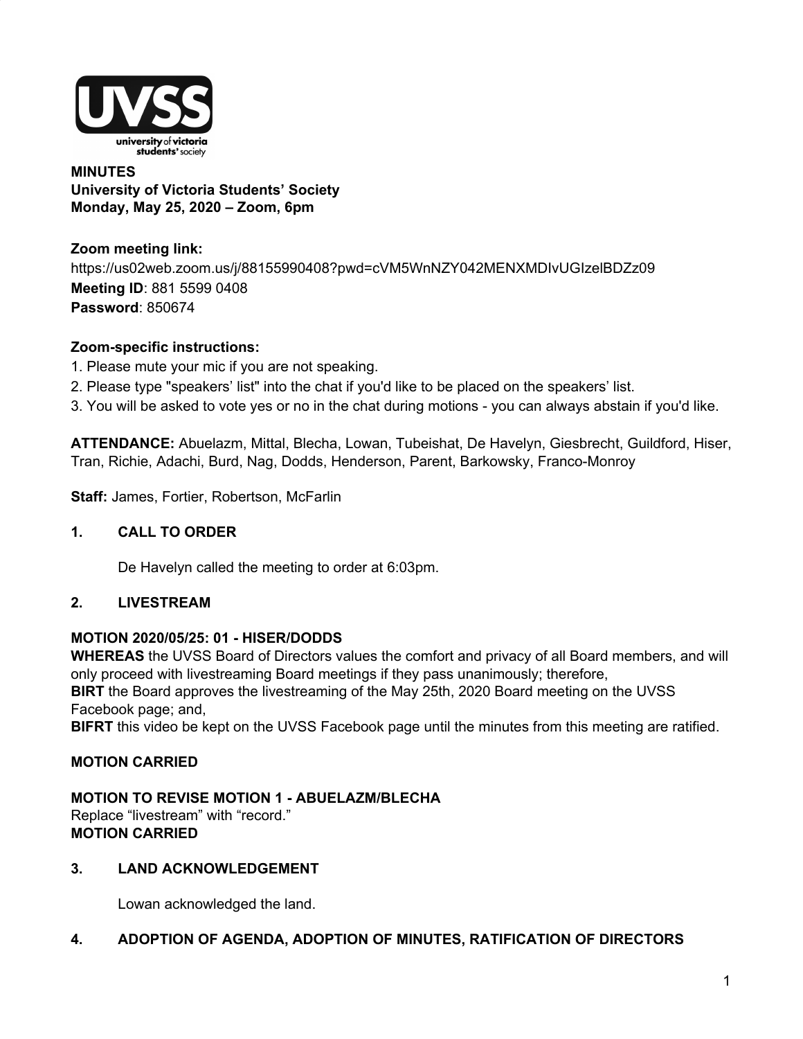**MINUTES**
**University of Victoria Students' Society**
**Monday, May 25, 2020 – Zoom, 6pm**

**Zoom meeting link:**
https://us02web.zoom.us/j/88155990408?pwd=cVM5WnNZY042MENXMDIvUGIzelBDZz09
**Meeting ID**: 881 5599 0408
**Password**: 850674

**Zoom-specific instructions:**
1. Please mute your mic if you are not speaking.
2. Please type "speakers' list" into the chat if you'd like to be placed on the speakers' list.
3. You will be asked to vote yes or no in the chat during motions - you can always abstain if you'd like.

**ATTENDANCE:** Abuelazm, Mittal, Blecha, Lowan, Tubeishat, De Havelyn, Giesbrecht, Guildford, Hiser, Tran, Richie, Adachi, Burd, Nag, Dodds, Henderson, Parent, Barkowsky, Franco-Monroy

**Staff:** James, Fortier, Robertson, McFarlin

## 1. CALL TO ORDER

De Havelyn called the meeting to order at 6:03pm.

## 2. LIVESTREAM

**MOTION 2020/05/25: 01 - HISER/DODDS**
**WHEREAS** the UVSS Board of Directors values the comfort and privacy of all Board members, and will only proceed with livestreaming Board meetings if they pass unanimously; therefore,
**BIRT** the Board approves the livestreaming of the May 25th, 2020 Board meeting on the UVSS Facebook page; and,
**BIFRT** this video be kept on the UVSS Facebook page until the minutes from this meeting are ratified.

**MOTION CARRIED**

**MOTION TO REVISE MOTION 1 - ABUELAZM/BLECHA**
Replace "livestream" with "record."
**MOTION CARRIED**

## 3. LAND ACKNOWLEDGEMENT

Lowan acknowledged the land.

## 4. ADOPTION OF AGENDA, ADOPTION OF MINUTES, RATIFICATION OF DIRECTORS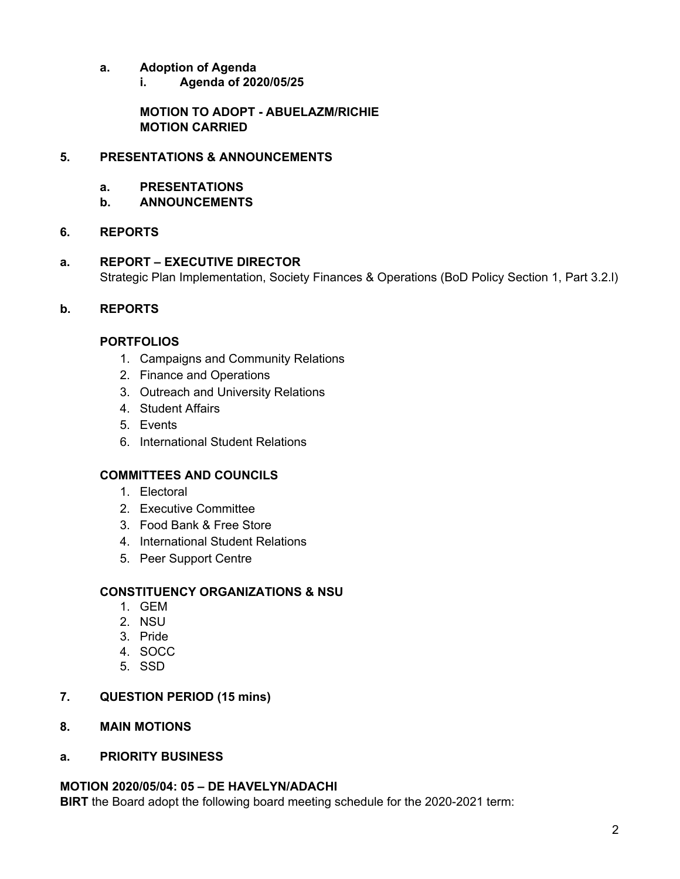**a. Adoption of Agenda**

**i. Agenda of 2020/05/25**

**MOTION TO ADOPT - ABUELAZM/RICHIE**
**MOTION CARRIED**

## 5. PRESENTATIONS & ANNOUNCEMENTS

**a. PRESENTATIONS**

**b. ANNOUNCEMENTS**

## 6. REPORTS

**a. REPORT – EXECUTIVE DIRECTOR**
Strategic Plan Implementation, Society Finances & Operations (BoD Policy Section 1, Part 3.2.l)

**b. REPORTS**

**PORTFOLIOS**

1. Campaigns and Community Relations
2. Finance and Operations
3. Outreach and University Relations
4. Student Affairs
5. Events
6. International Student Relations

**COMMITTEES AND COUNCILS**

1. Electoral
2. Executive Committee
3. Food Bank & Free Store
4. International Student Relations
5. Peer Support Centre

**CONSTITUENCY ORGANIZATIONS & NSU**

1. GEM
2. NSU
3. Pride
4. SOCC
5. SSD

## 7. QUESTION PERIOD (15 mins)

## 8. MAIN MOTIONS

**a. PRIORITY BUSINESS**

**MOTION 2020/05/04: 05 – DE HAVELYN/ADACHI**
**BIRT** the Board adopt the following board meeting schedule for the 2020-2021 term: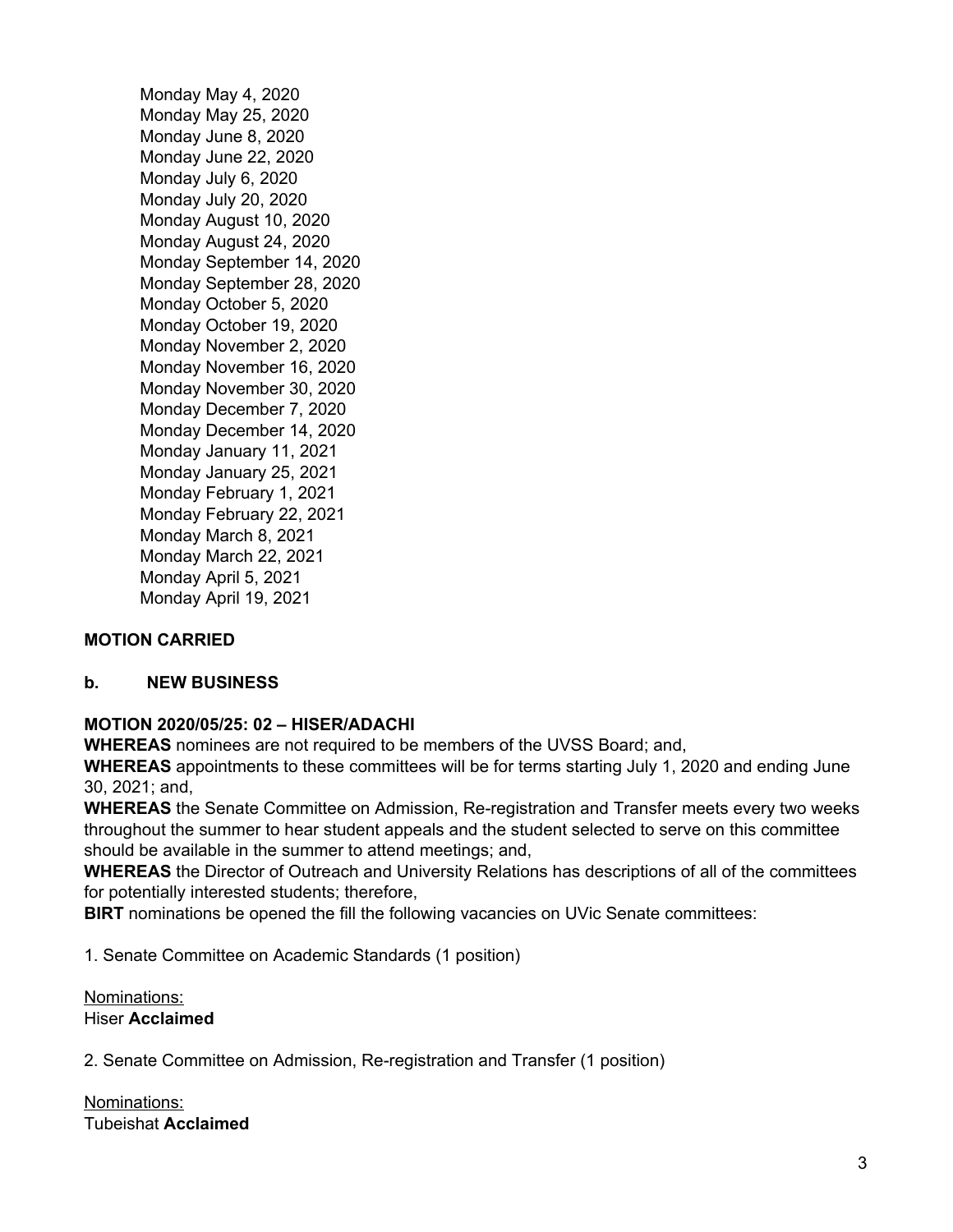Monday May 4, 2020
Monday May 25, 2020
Monday June 8, 2020
Monday June 22, 2020
Monday July 6, 2020
Monday July 20, 2020
Monday August 10, 2020
Monday August 24, 2020
Monday September 14, 2020
Monday September 28, 2020
Monday October 5, 2020
Monday October 19, 2020
Monday November 2, 2020
Monday November 16, 2020
Monday November 30, 2020
Monday December 7, 2020
Monday December 14, 2020
Monday January 11, 2021
Monday January 25, 2021
Monday February 1, 2021
Monday February 22, 2021
Monday March 8, 2021
Monday March 22, 2021
Monday April 5, 2021
Monday April 19, 2021

**MOTION CARRIED**

**b. NEW BUSINESS**

**MOTION 2020/05/25: 02 – HISER/ADACHI**
**WHEREAS** nominees are not required to be members of the UVSS Board; and,
**WHEREAS** appointments to these committees will be for terms starting July 1, 2020 and ending June 30, 2021; and,
**WHEREAS** the Senate Committee on Admission, Re-registration and Transfer meets every two weeks throughout the summer to hear student appeals and the student selected to serve on this committee should be available in the summer to attend meetings; and,
**WHEREAS** the Director of Outreach and University Relations has descriptions of all of the committees for potentially interested students; therefore,
**BIRT** nominations be opened the fill the following vacancies on UVic Senate committees:

1. Senate Committee on Academic Standards (1 position)

Nominations:
Hiser **Acclaimed**

2. Senate Committee on Admission, Re-registration and Transfer (1 position)

Nominations:
Tubeishat **Acclaimed**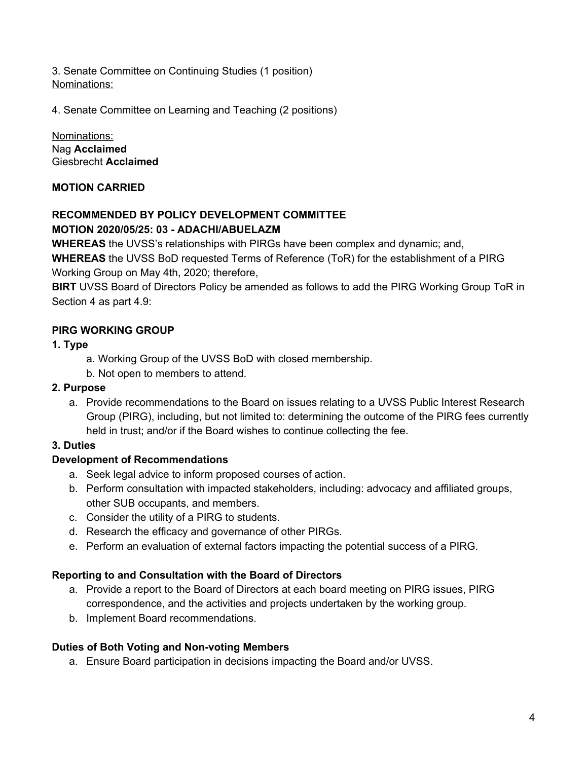3. Senate Committee on Continuing Studies (1 position)
Nominations:

4. Senate Committee on Learning and Teaching (2 positions)

Nominations:
Nag **Acclaimed**
Giesbrecht **Acclaimed**

**MOTION CARRIED**

**RECOMMENDED BY POLICY DEVELOPMENT COMMITTEE**
**MOTION 2020/05/25: 03 - ADACHI/ABUELAZM**
**WHEREAS** the UVSS's relationships with PIRGs have been complex and dynamic; and,
**WHEREAS** the UVSS BoD requested Terms of Reference (ToR) for the establishment of a PIRG Working Group on May 4th, 2020; therefore,
**BIRT** UVSS Board of Directors Policy be amended as follows to add the PIRG Working Group ToR in Section 4 as part 4.9:

**PIRG WORKING GROUP**

**1. Type**

a. Working Group of the UVSS BoD with closed membership.
b. Not open to members to attend.

**2. Purpose**

a. Provide recommendations to the Board on issues relating to a UVSS Public Interest Research Group (PIRG), including, but not limited to: determining the outcome of the PIRG fees currently held in trust; and/or if the Board wishes to continue collecting the fee.

**3. Duties**

**Development of Recommendations**

a. Seek legal advice to inform proposed courses of action.
b. Perform consultation with impacted stakeholders, including: advocacy and affiliated groups, other SUB occupants, and members.
c. Consider the utility of a PIRG to students.
d. Research the efficacy and governance of other PIRGs.
e. Perform an evaluation of external factors impacting the potential success of a PIRG.

**Reporting to and Consultation with the Board of Directors**

a. Provide a report to the Board of Directors at each board meeting on PIRG issues, PIRG correspondence, and the activities and projects undertaken by the working group.
b. Implement Board recommendations.

**Duties of Both Voting and Non-voting Members**

a. Ensure Board participation in decisions impacting the Board and/or UVSS.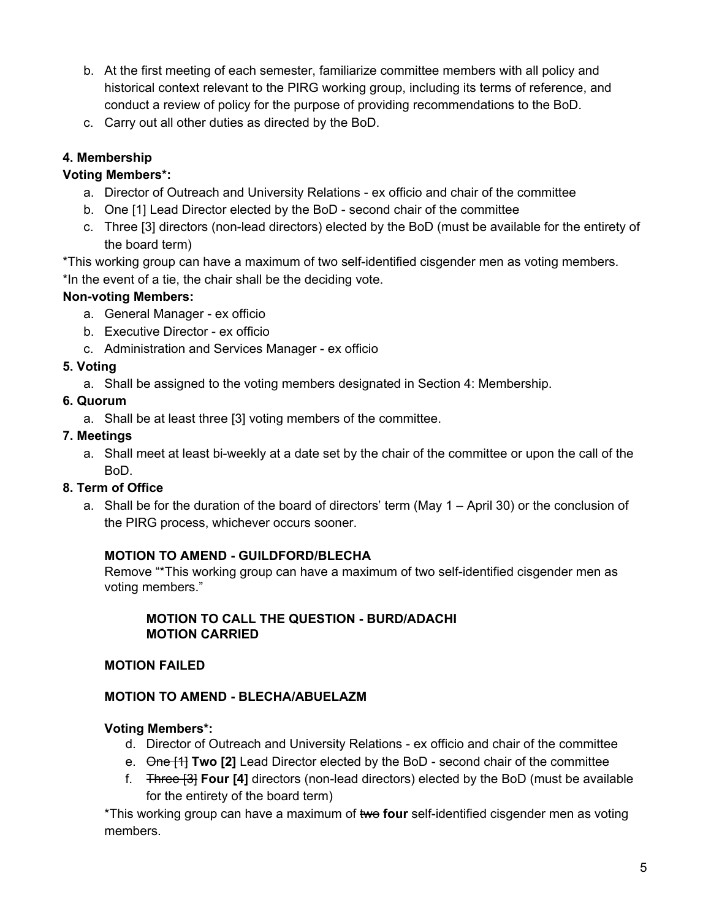b. At the first meeting of each semester, familiarize committee members with all policy and historical context relevant to the PIRG working group, including its terms of reference, and conduct a review of policy for the purpose of providing recommendations to the BoD.
c. Carry out all other duties as directed by the BoD.

**4. Membership**

**Voting Members*:**

a. Director of Outreach and University Relations - ex officio and chair of the committee
b. One [1] Lead Director elected by the BoD - second chair of the committee
c. Three [3] directors (non-lead directors) elected by the BoD (must be available for the entirety of the board term)

*This working group can have a maximum of two self-identified cisgender men as voting members.
*In the event of a tie, the chair shall be the deciding vote.

**Non-voting Members:**

a. General Manager - ex officio
b. Executive Director - ex officio
c. Administration and Services Manager - ex officio

**5. Voting**

a. Shall be assigned to the voting members designated in Section 4: Membership.

**6. Quorum**

a. Shall be at least three [3] voting members of the committee.

**7. Meetings**

a. Shall meet at least bi-weekly at a date set by the chair of the committee or upon the call of the BoD.

**8. Term of Office**

a. Shall be for the duration of the board of directors' term (May 1 – April 30) or the conclusion of the PIRG process, whichever occurs sooner.

**MOTION TO AMEND - GUILDFORD/BLECHA**

Remove "*This working group can have a maximum of two self-identified cisgender men as voting members."

**MOTION TO CALL THE QUESTION - BURD/ADACHI**
**MOTION CARRIED**

**MOTION FAILED**

**MOTION TO AMEND - BLECHA/ABUELAZM**

**Voting Members*:**

d. Director of Outreach and University Relations - ex officio and chair of the committee
e. ~~One [1]~~ **Two [2]** Lead Director elected by the BoD - second chair of the committee
f. ~~Three [3]~~ **Four [4]** directors (non-lead directors) elected by the BoD (must be available for the entirety of the board term)

*This working group can have a maximum of ~~two~~ **four** self-identified cisgender men as voting members.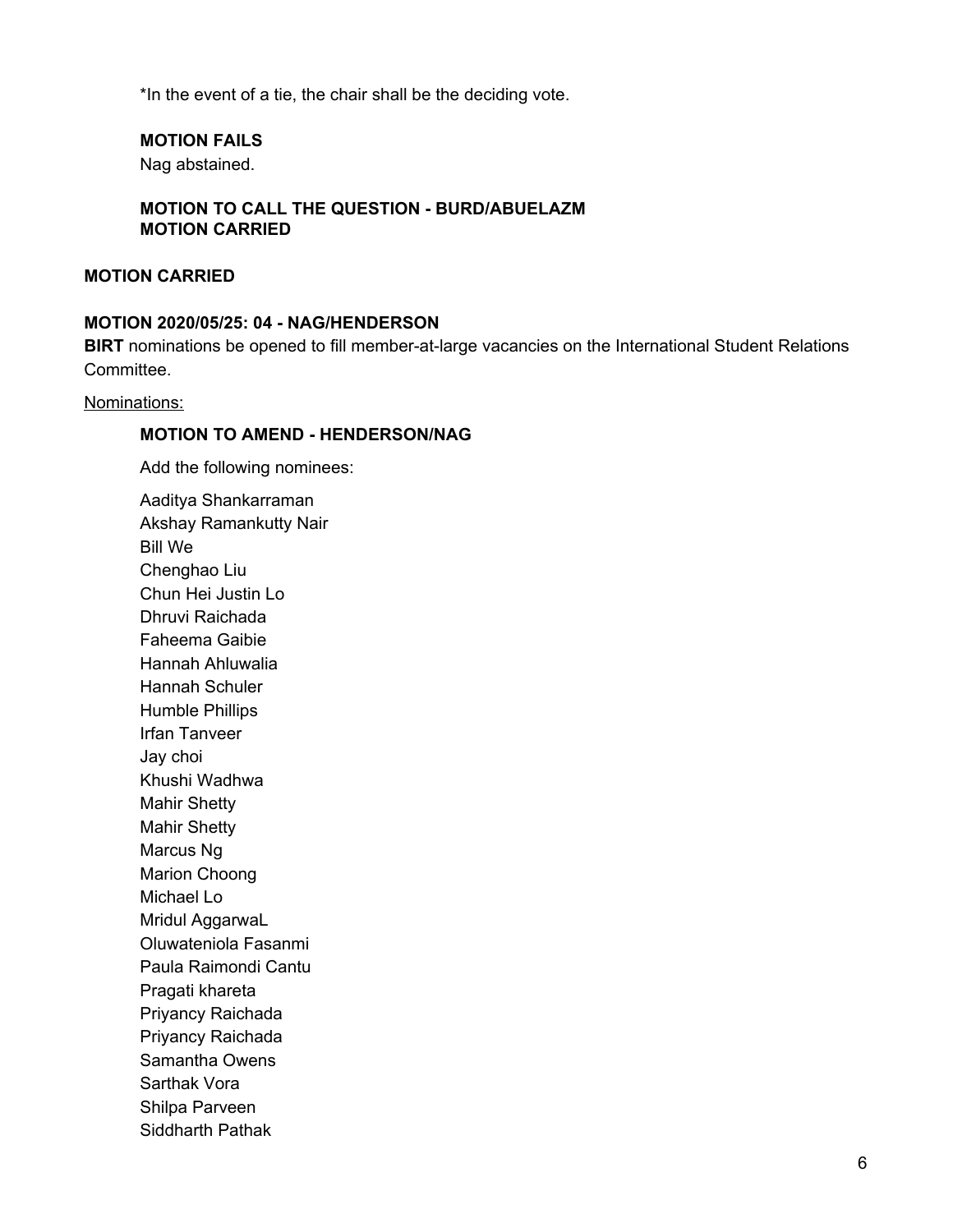*In the event of a tie, the chair shall be the deciding vote.

**MOTION FAILS**

Nag abstained.

**MOTION TO CALL THE QUESTION - BURD/ABUELAZM**
**MOTION CARRIED**

**MOTION CARRIED**

**MOTION 2020/05/25: 04 - NAG/HENDERSON**

**BIRT** nominations be opened to fill member-at-large vacancies on the International Student Relations Committee.

Nominations:

**MOTION TO AMEND - HENDERSON/NAG**

Add the following nominees:

Aaditya Shankarraman
Akshay Ramankutty Nair
Bill We
Chenghao Liu
Chun Hei Justin Lo
Dhruvi Raichada
Faheema Gaibie
Hannah Ahluwalia
Hannah Schuler
Humble Phillips
Irfan Tanveer
Jay choi
Khushi Wadhwa
Mahir Shetty
Mahir Shetty
Marcus Ng
Marion Choong
Michael Lo
Mridul AggarwaL
Oluwateniola Fasanmi
Paula Raimondi Cantu
Pragati khareta
Priyancy Raichada
Priyancy Raichada
Samantha Owens
Sarthak Vora
Shilpa Parveen
Siddharth Pathak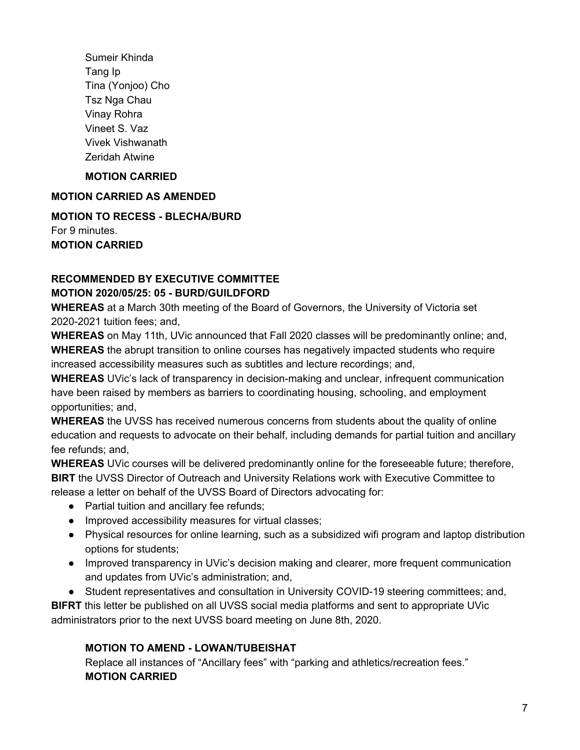Sumeir Khinda
Tang Ip
Tina (Yonjoo) Cho
Tsz Nga Chau
Vinay Rohra
Vineet S. Vaz
Vivek Vishwanath
Zeridah Atwine

**MOTION CARRIED**

**MOTION CARRIED AS AMENDED**

**MOTION TO RECESS - BLECHA/BURD**
For 9 minutes.
**MOTION CARRIED**

**RECOMMENDED BY EXECUTIVE COMMITTEE**
**MOTION 2020/05/25: 05 - BURD/GUILDFORD**

**WHEREAS** at a March 30th meeting of the Board of Governors, the University of Victoria set 2020-2021 tuition fees; and,
**WHEREAS** on May 11th, UVic announced that Fall 2020 classes will be predominantly online; and,
**WHEREAS** the abrupt transition to online courses has negatively impacted students who require increased accessibility measures such as subtitles and lecture recordings; and,
**WHEREAS** UVic's lack of transparency in decision-making and unclear, infrequent communication have been raised by members as barriers to coordinating housing, schooling, and employment opportunities; and,
**WHEREAS** the UVSS has received numerous concerns from students about the quality of online education and requests to advocate on their behalf, including demands for partial tuition and ancillary fee refunds; and,
**WHEREAS** UVic courses will be delivered predominantly online for the foreseeable future; therefore,
**BIRT** the UVSS Director of Outreach and University Relations work with Executive Committee to release a letter on behalf of the UVSS Board of Directors advocating for:

- Partial tuition and ancillary fee refunds;
- Improved accessibility measures for virtual classes;
- Physical resources for online learning, such as a subsidized wifi program and laptop distribution options for students;
- Improved transparency in UVic's decision making and clearer, more frequent communication and updates from UVic's administration; and,
- Student representatives and consultation in University COVID-19 steering committees; and,

**BIFRT** this letter be published on all UVSS social media platforms and sent to appropriate UVic administrators prior to the next UVSS board meeting on June 8th, 2020.

**MOTION TO AMEND - LOWAN/TUBEISHAT**
Replace all instances of "Ancillary fees" with "parking and athletics/recreation fees."
**MOTION CARRIED**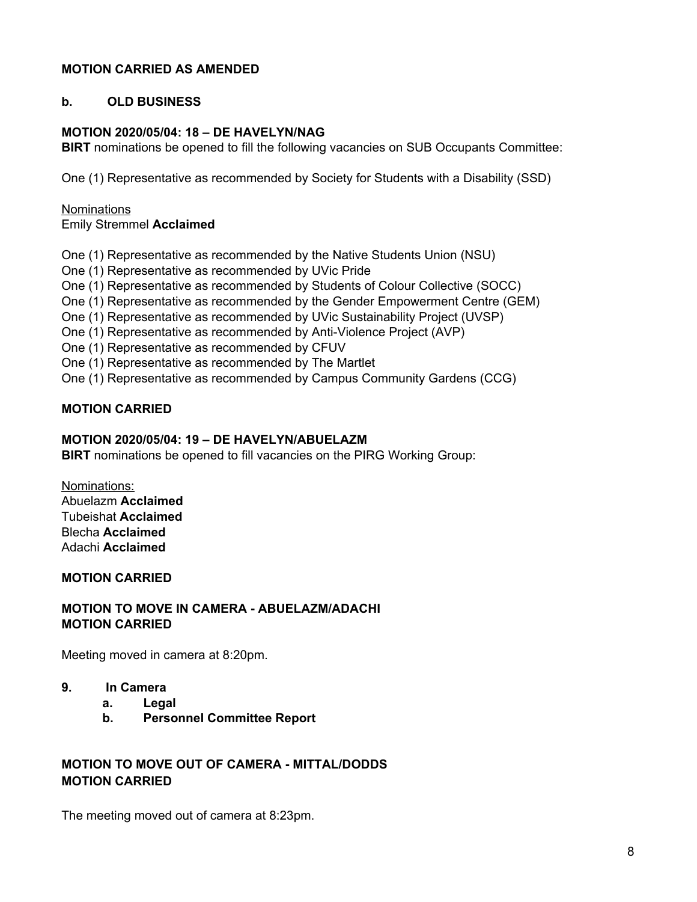**MOTION CARRIED AS AMENDED**

**b. OLD BUSINESS**

**MOTION 2020/05/04: 18 – DE HAVELYN/NAG**
**BIRT** nominations be opened to fill the following vacancies on SUB Occupants Committee:

One (1) Representative as recommended by Society for Students with a Disability (SSD)

<u>Nominations</u>
Emily Stremmel **Acclaimed**

One (1) Representative as recommended by the Native Students Union (NSU)
One (1) Representative as recommended by UVic Pride
One (1) Representative as recommended by Students of Colour Collective (SOCC)
One (1) Representative as recommended by the Gender Empowerment Centre (GEM)
One (1) Representative as recommended by UVic Sustainability Project (UVSP)
One (1) Representative as recommended by Anti-Violence Project (AVP)
One (1) Representative as recommended by CFUV
One (1) Representative as recommended by The Martlet
One (1) Representative as recommended by Campus Community Gardens (CCG)

**MOTION CARRIED**

**MOTION 2020/05/04: 19 – DE HAVELYN/ABUELAZM**
**BIRT** nominations be opened to fill vacancies on the PIRG Working Group:

<u>Nominations:</u>
Abuelazm **Acclaimed**
Tubeishat **Acclaimed**
Blecha **Acclaimed**
Adachi **Acclaimed**

**MOTION CARRIED**

**MOTION TO MOVE IN CAMERA - ABUELAZM/ADACHI**
**MOTION CARRIED**

Meeting moved in camera at 8:20pm.

**9. In Camera**

   **a. Legal**
   **b. Personnel Committee Report**

**MOTION TO MOVE OUT OF CAMERA - MITTAL/DODDS**
**MOTION CARRIED**

The meeting moved out of camera at 8:23pm.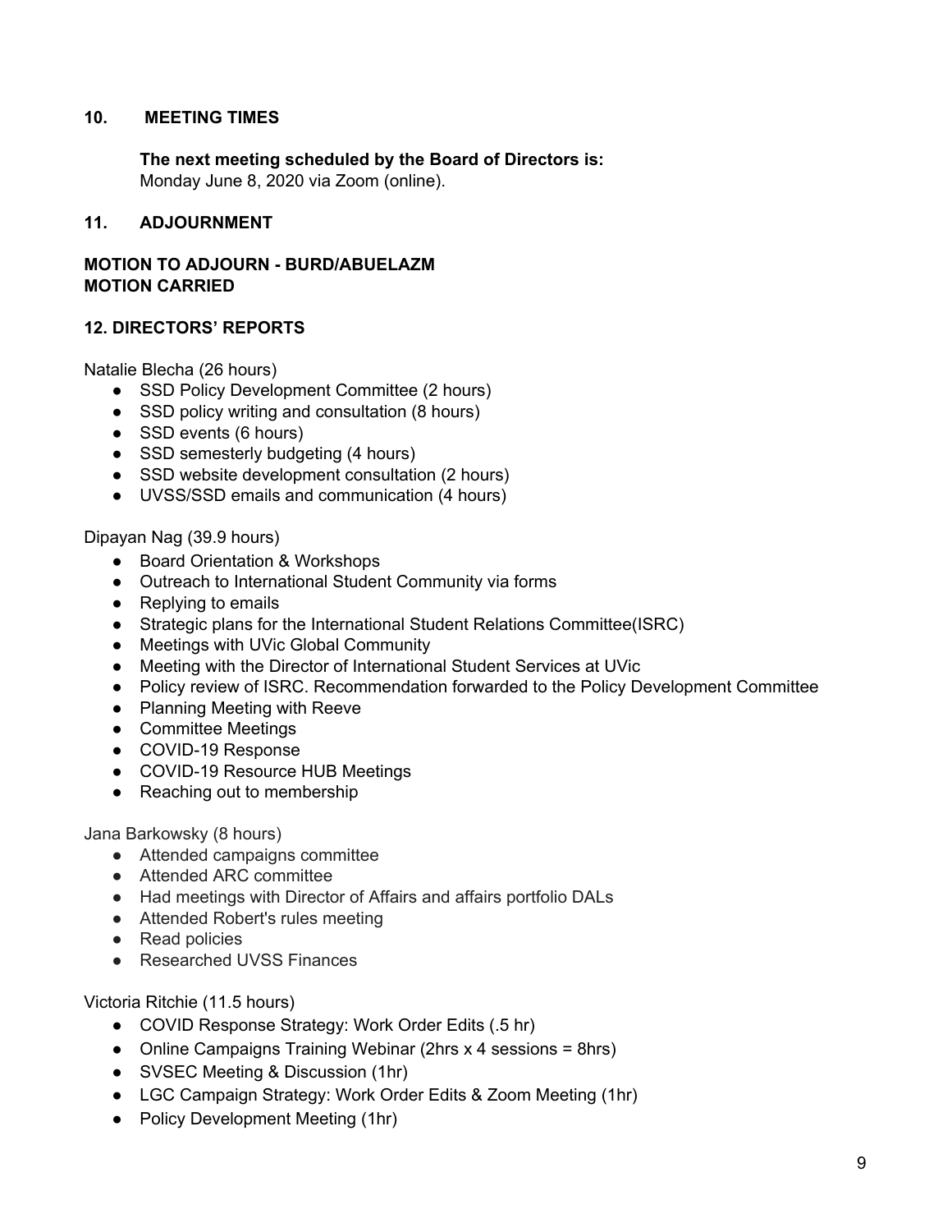## 10. MEETING TIMES

**The next meeting scheduled by the Board of Directors is:**
Monday June 8, 2020 via Zoom (online).

## 11. ADJOURNMENT

**MOTION TO ADJOURN - BURD/ABUELAZM**
**MOTION CARRIED**

## 12. DIRECTORS' REPORTS

Natalie Blecha (26 hours)

- SSD Policy Development Committee (2 hours)
- SSD policy writing and consultation (8 hours)
- SSD events (6 hours)
- SSD semesterly budgeting (4 hours)
- SSD website development consultation (2 hours)
- UVSS/SSD emails and communication (4 hours)

Dipayan Nag (39.9 hours)

- Board Orientation & Workshops
- Outreach to International Student Community via forms
- Replying to emails
- Strategic plans for the International Student Relations Committee(ISRC)
- Meetings with UVic Global Community
- Meeting with the Director of International Student Services at UVic
- Policy review of ISRC. Recommendation forwarded to the Policy Development Committee
- Planning Meeting with Reeve
- Committee Meetings
- COVID-19 Response
- COVID-19 Resource HUB Meetings
- Reaching out to membership

Jana Barkowsky (8 hours)

- Attended campaigns committee
- Attended ARC committee
- Had meetings with Director of Affairs and affairs portfolio DALs
- Attended Robert's rules meeting
- Read policies
- Researched UVSS Finances

Victoria Ritchie (11.5 hours)

- COVID Response Strategy: Work Order Edits (.5 hr)
- Online Campaigns Training Webinar (2hrs x 4 sessions = 8hrs)
- SVSEC Meeting & Discussion (1hr)
- LGC Campaign Strategy: Work Order Edits & Zoom Meeting (1hr)
- Policy Development Meeting (1hr)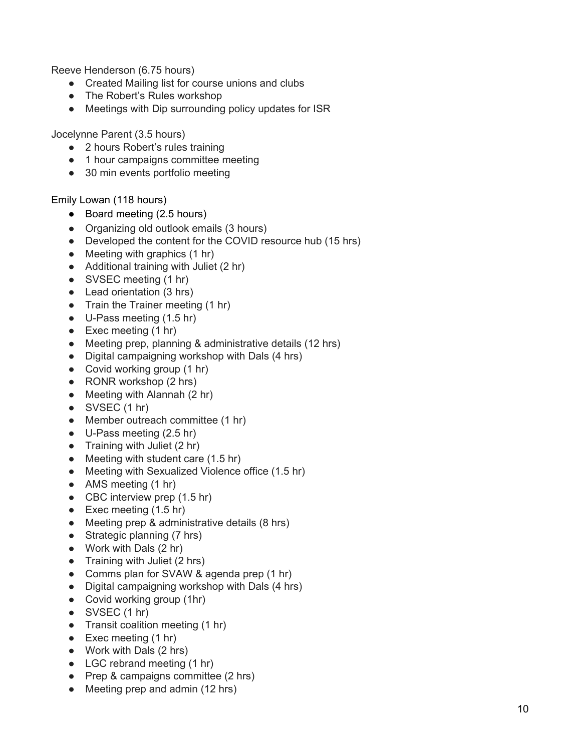Reeve Henderson (6.75 hours)

- Created Mailing list for course unions and clubs
- The Robert's Rules workshop
- Meetings with Dip surrounding policy updates for ISR

Jocelynne Parent (3.5 hours)

- 2 hours Robert's rules training
- 1 hour campaigns committee meeting
- 30 min events portfolio meeting

Emily Lowan (118 hours)

- Board meeting (2.5 hours)
- Organizing old outlook emails (3 hours)
- Developed the content for the COVID resource hub (15 hrs)
- Meeting with graphics (1 hr)
- Additional training with Juliet (2 hr)
- SVSEC meeting (1 hr)
- Lead orientation (3 hrs)
- Train the Trainer meeting (1 hr)
- U-Pass meeting (1.5 hr)
- Exec meeting (1 hr)
- Meeting prep, planning & administrative details (12 hrs)
- Digital campaigning workshop with Dals (4 hrs)
- Covid working group (1 hr)
- RONR workshop (2 hrs)
- Meeting with Alannah (2 hr)
- SVSEC (1 hr)
- Member outreach committee (1 hr)
- U-Pass meeting (2.5 hr)
- Training with Juliet (2 hr)
- Meeting with student care (1.5 hr)
- Meeting with Sexualized Violence office (1.5 hr)
- AMS meeting (1 hr)
- CBC interview prep (1.5 hr)
- Exec meeting (1.5 hr)
- Meeting prep & administrative details (8 hrs)
- Strategic planning (7 hrs)
- Work with Dals (2 hr)
- Training with Juliet (2 hrs)
- Comms plan for SVAW & agenda prep (1 hr)
- Digital campaigning workshop with Dals (4 hrs)
- Covid working group (1hr)
- SVSEC (1 hr)
- Transit coalition meeting (1 hr)
- Exec meeting (1 hr)
- Work with Dals (2 hrs)
- LGC rebrand meeting (1 hr)
- Prep & campaigns committee (2 hrs)
- Meeting prep and admin (12 hrs)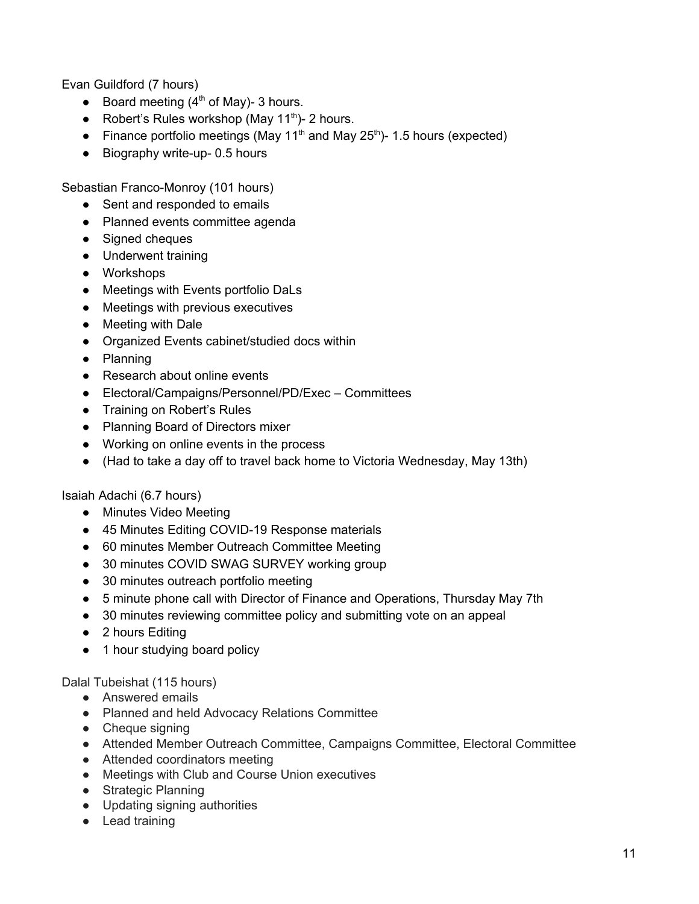Evan Guildford (7 hours)

- Board meeting (4th of May)- 3 hours.
- Robert's Rules workshop (May 11th)- 2 hours.
- Finance portfolio meetings (May 11th and May 25th)- 1.5 hours (expected)
- Biography write-up- 0.5 hours

Sebastian Franco-Monroy (101 hours)

- Sent and responded to emails
- Planned events committee agenda
- Signed cheques
- Underwent training
- Workshops
- Meetings with Events portfolio DaLs
- Meetings with previous executives
- Meeting with Dale
- Organized Events cabinet/studied docs within
- Planning
- Research about online events
- Electoral/Campaigns/Personnel/PD/Exec – Committees
- Training on Robert's Rules
- Planning Board of Directors mixer
- Working on online events in the process
- (Had to take a day off to travel back home to Victoria Wednesday, May 13th)

Isaiah Adachi (6.7 hours)

- Minutes Video Meeting
- 45 Minutes Editing COVID-19 Response materials
- 60 minutes Member Outreach Committee Meeting
- 30 minutes COVID SWAG SURVEY working group
- 30 minutes outreach portfolio meeting
- 5 minute phone call with Director of Finance and Operations, Thursday May 7th
- 30 minutes reviewing committee policy and submitting vote on an appeal
- 2 hours Editing
- 1 hour studying board policy

Dalal Tubeishat (115 hours)

- Answered emails
- Planned and held Advocacy Relations Committee
- Cheque signing
- Attended Member Outreach Committee, Campaigns Committee, Electoral Committee
- Attended coordinators meeting
- Meetings with Club and Course Union executives
- Strategic Planning
- Updating signing authorities
- Lead training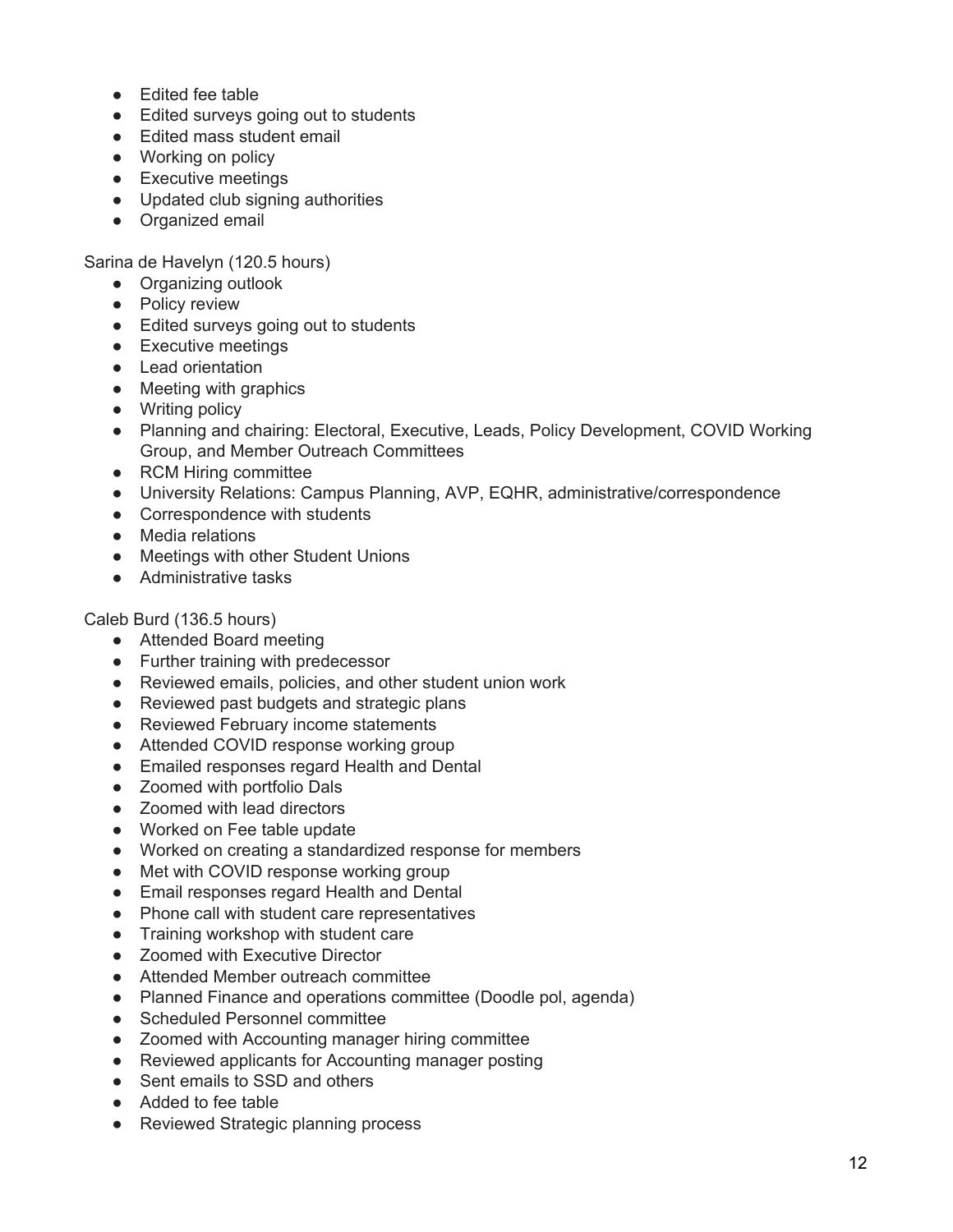- Edited fee table
- Edited surveys going out to students
- Edited mass student email
- Working on policy
- Executive meetings
- Updated club signing authorities
- Organized email

Sarina de Havelyn (120.5 hours)

- Organizing outlook
- Policy review
- Edited surveys going out to students
- Executive meetings
- Lead orientation
- Meeting with graphics
- Writing policy
- Planning and chairing: Electoral, Executive, Leads, Policy Development, COVID Working Group, and Member Outreach Committees
- RCM Hiring committee
- University Relations: Campus Planning, AVP, EQHR, administrative/correspondence
- Correspondence with students
- Media relations
- Meetings with other Student Unions
- Administrative tasks

Caleb Burd (136.5 hours)

- Attended Board meeting
- Further training with predecessor
- Reviewed emails, policies, and other student union work
- Reviewed past budgets and strategic plans
- Reviewed February income statements
- Attended COVID response working group
- Emailed responses regard Health and Dental
- Zoomed with portfolio Dals
- Zoomed with lead directors
- Worked on Fee table update
- Worked on creating a standardized response for members
- Met with COVID response working group
- Email responses regard Health and Dental
- Phone call with student care representatives
- Training workshop with student care
- Zoomed with Executive Director
- Attended Member outreach committee
- Planned Finance and operations committee (Doodle pol, agenda)
- Scheduled Personnel committee
- Zoomed with Accounting manager hiring committee
- Reviewed applicants for Accounting manager posting
- Sent emails to SSD and others
- Added to fee table
- Reviewed Strategic planning process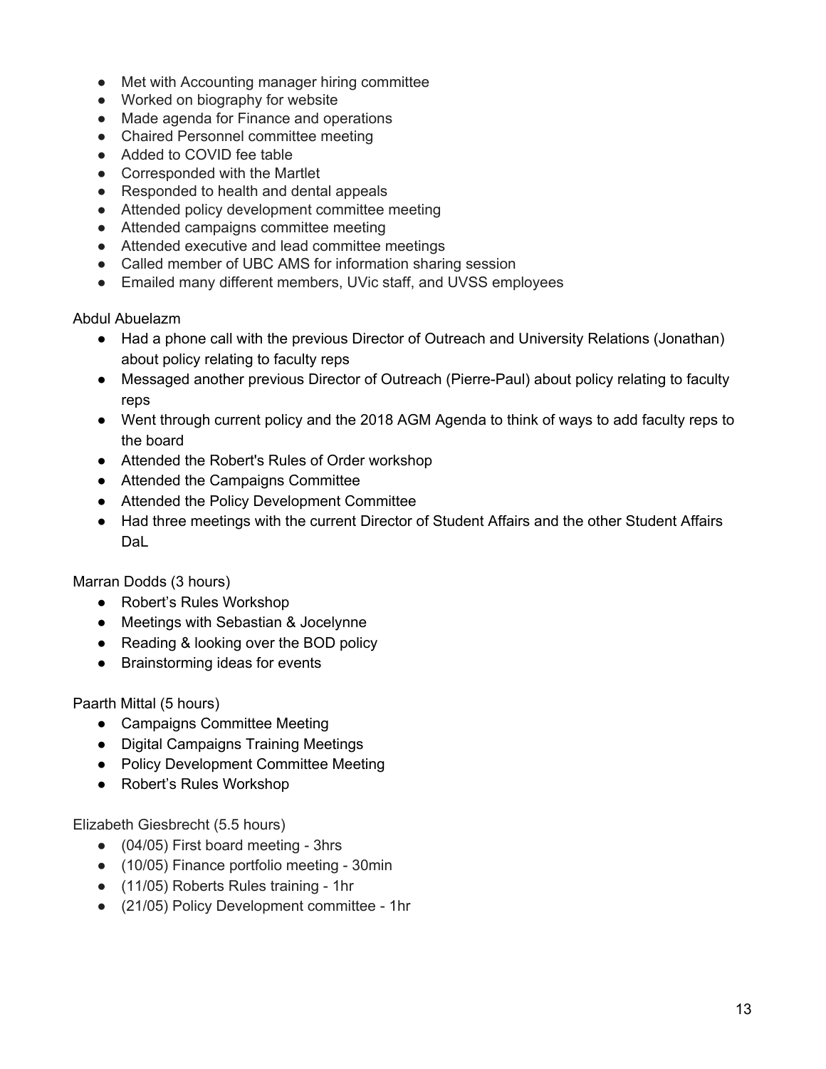- Met with Accounting manager hiring committee
- Worked on biography for website
- Made agenda for Finance and operations
- Chaired Personnel committee meeting
- Added to COVID fee table
- Corresponded with the Martlet
- Responded to health and dental appeals
- Attended policy development committee meeting
- Attended campaigns committee meeting
- Attended executive and lead committee meetings
- Called member of UBC AMS for information sharing session
- Emailed many different members, UVic staff, and UVSS employees

Abdul Abuelazm

- Had a phone call with the previous Director of Outreach and University Relations (Jonathan) about policy relating to faculty reps
- Messaged another previous Director of Outreach (Pierre-Paul) about policy relating to faculty reps
- Went through current policy and the 2018 AGM Agenda to think of ways to add faculty reps to the board
- Attended the Robert's Rules of Order workshop
- Attended the Campaigns Committee
- Attended the Policy Development Committee
- Had three meetings with the current Director of Student Affairs and the other Student Affairs DaL

Marran Dodds (3 hours)

- Robert's Rules Workshop
- Meetings with Sebastian & Jocelynne
- Reading & looking over the BOD policy
- Brainstorming ideas for events

Paarth Mittal (5 hours)

- Campaigns Committee Meeting
- Digital Campaigns Training Meetings
- Policy Development Committee Meeting
- Robert's Rules Workshop

Elizabeth Giesbrecht (5.5 hours)

- (04/05) First board meeting - 3hrs
- (10/05) Finance portfolio meeting - 30min
- (11/05) Roberts Rules training - 1hr
- (21/05) Policy Development committee - 1hr